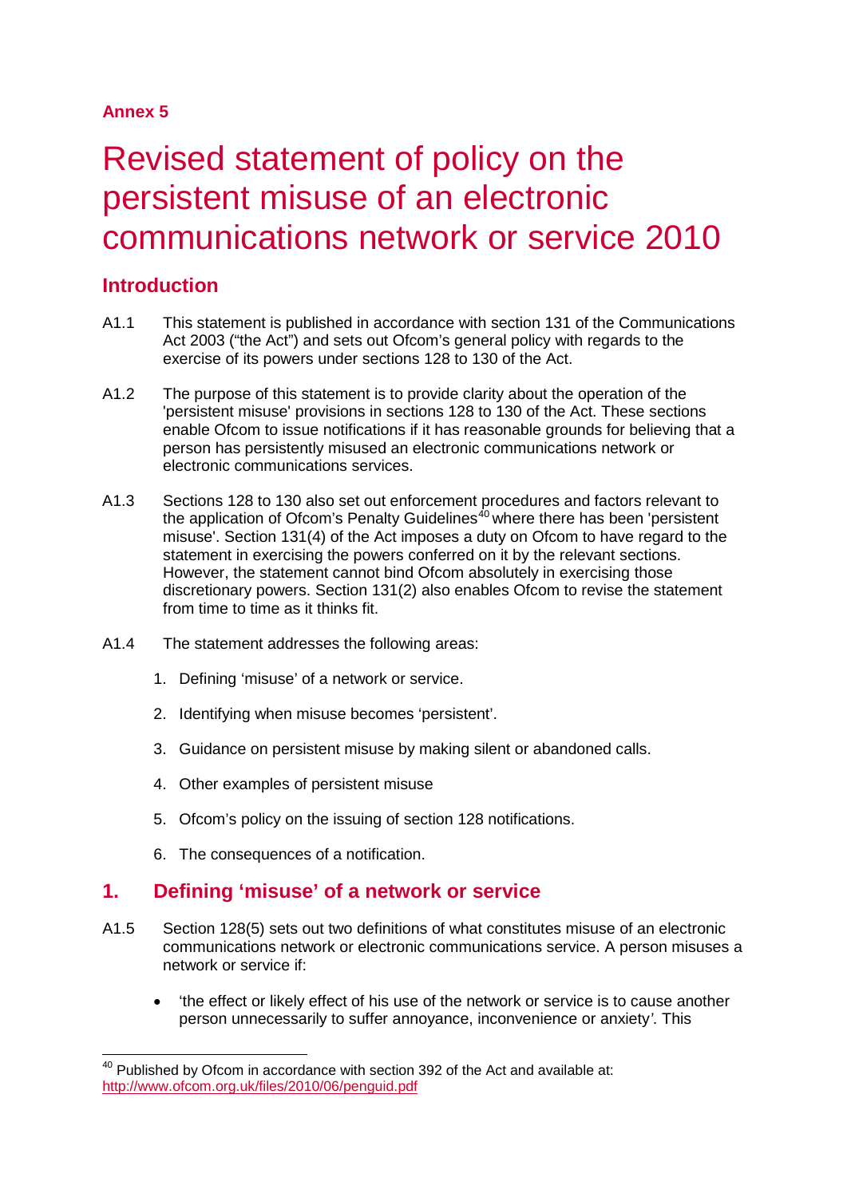**Annex 5**

# Revised statement of policy on the persistent misuse of an electronic communications network or service 2010

## Introduction

A1.1 This statement is published in accordance with section 131 of the Communications Act 2003 ("the Act") and sets out Ofcom's general policy with regards to the exercise of its powers under sections 128 to 130 of the Act.

A1.2 The purpose of this statement is to provide clarity about the operation of the 'persistent misuse' provisions in sections 128 to 130 of the Act. These sections enable Ofcom to issue notifications if it has reasonable grounds for believing that a person has persistently misused an electronic communications network or electronic communications services.

A1.3 Sections 128 to 130 also set out enforcement procedures and factors relevant to the application of Ofcom's Penalty Guidelines[40] where there has been 'persistent misuse'. Section 131(4) of the Act imposes a duty on Ofcom to have regard to the statement in exercising the powers conferred on it by the relevant sections. However, the statement cannot bind Ofcom absolutely in exercising those discretionary powers. Section 131(2) also enables Ofcom to revise the statement from time to time as it thinks fit.

A1.4 The statement addresses the following areas:

1. Defining 'misuse' of a network or service.
2. Identifying when misuse becomes 'persistent'.
3. Guidance on persistent misuse by making silent or abandoned calls.
4. Other examples of persistent misuse
5. Ofcom's policy on the issuing of section 128 notifications.
6. The consequences of a notification.

## 1. Defining 'misuse' of a network or service

A1.5 Section 128(5) sets out two definitions of what constitutes misuse of an electronic communications network or electronic communications service. A person misuses a network or service if:

- 'the effect or likely effect of his use of the network or service is to cause another person unnecessarily to suffer annoyance, inconvenience or anxiety'. This

[40] Published by Ofcom in accordance with section 392 of the Act and available at: http://www.ofcom.org.uk/files/2010/06/penguid.pdf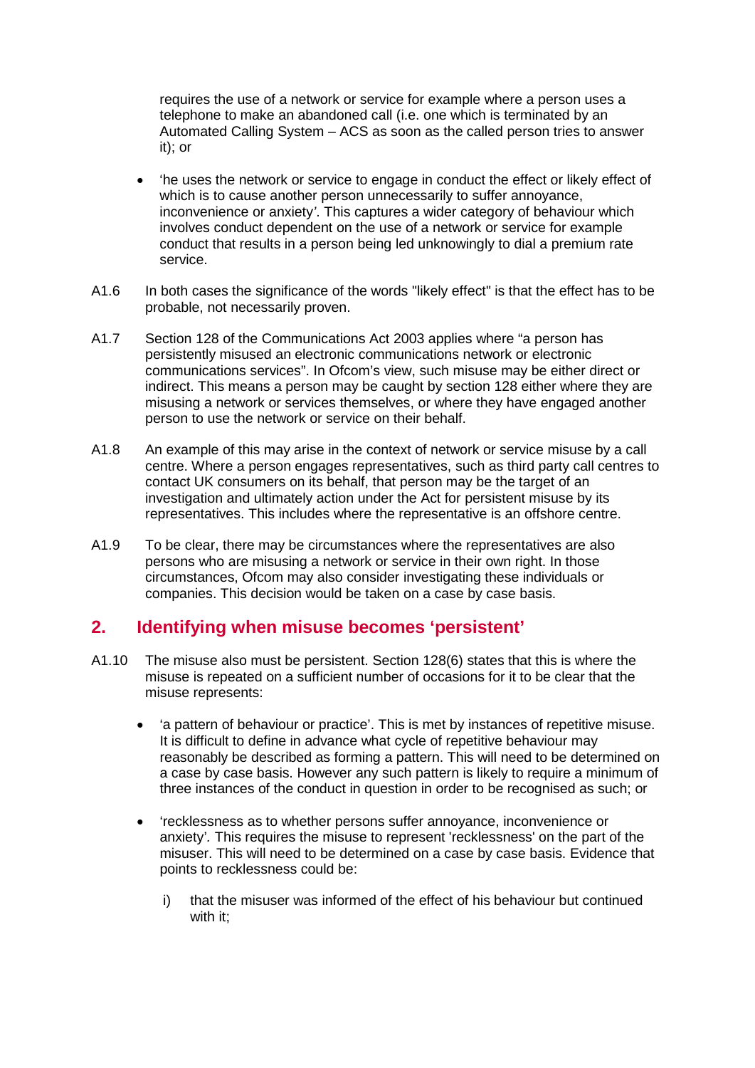requires the use of a network or service for example where a person uses a telephone to make an abandoned call (i.e. one which is terminated by an Automated Calling System – ACS as soon as the called person tries to answer it); or

- 'he uses the network or service to engage in conduct the effect or likely effect of which is to cause another person unnecessarily to suffer annoyance, inconvenience or anxiety'. This captures a wider category of behaviour which involves conduct dependent on the use of a network or service for example conduct that results in a person being led unknowingly to dial a premium rate service.

A1.6 In both cases the significance of the words "likely effect" is that the effect has to be probable, not necessarily proven.

A1.7 Section 128 of the Communications Act 2003 applies where "a person has persistently misused an electronic communications network or electronic communications services". In Ofcom's view, such misuse may be either direct or indirect. This means a person may be caught by section 128 either where they are misusing a network or services themselves, or where they have engaged another person to use the network or service on their behalf.

A1.8 An example of this may arise in the context of network or service misuse by a call centre. Where a person engages representatives, such as third party call centres to contact UK consumers on its behalf, that person may be the target of an investigation and ultimately action under the Act for persistent misuse by its representatives. This includes where the representative is an offshore centre.

A1.9 To be clear, there may be circumstances where the representatives are also persons who are misusing a network or service in their own right. In those circumstances, Ofcom may also consider investigating these individuals or companies. This decision would be taken on a case by case basis.

## 2. Identifying when misuse becomes 'persistent'

A1.10 The misuse also must be persistent. Section 128(6) states that this is where the misuse is repeated on a sufficient number of occasions for it to be clear that the misuse represents:

- 'a pattern of behaviour or practice'. This is met by instances of repetitive misuse. It is difficult to define in advance what cycle of repetitive behaviour may reasonably be described as forming a pattern. This will need to be determined on a case by case basis. However any such pattern is likely to require a minimum of three instances of the conduct in question in order to be recognised as such; or

- 'recklessness as to whether persons suffer annoyance, inconvenience or anxiety'. This requires the misuse to represent 'recklessness' on the part of the misuser. This will need to be determined on a case by case basis. Evidence that points to recklessness could be:

  i) that the misuser was informed of the effect of his behaviour but continued with it;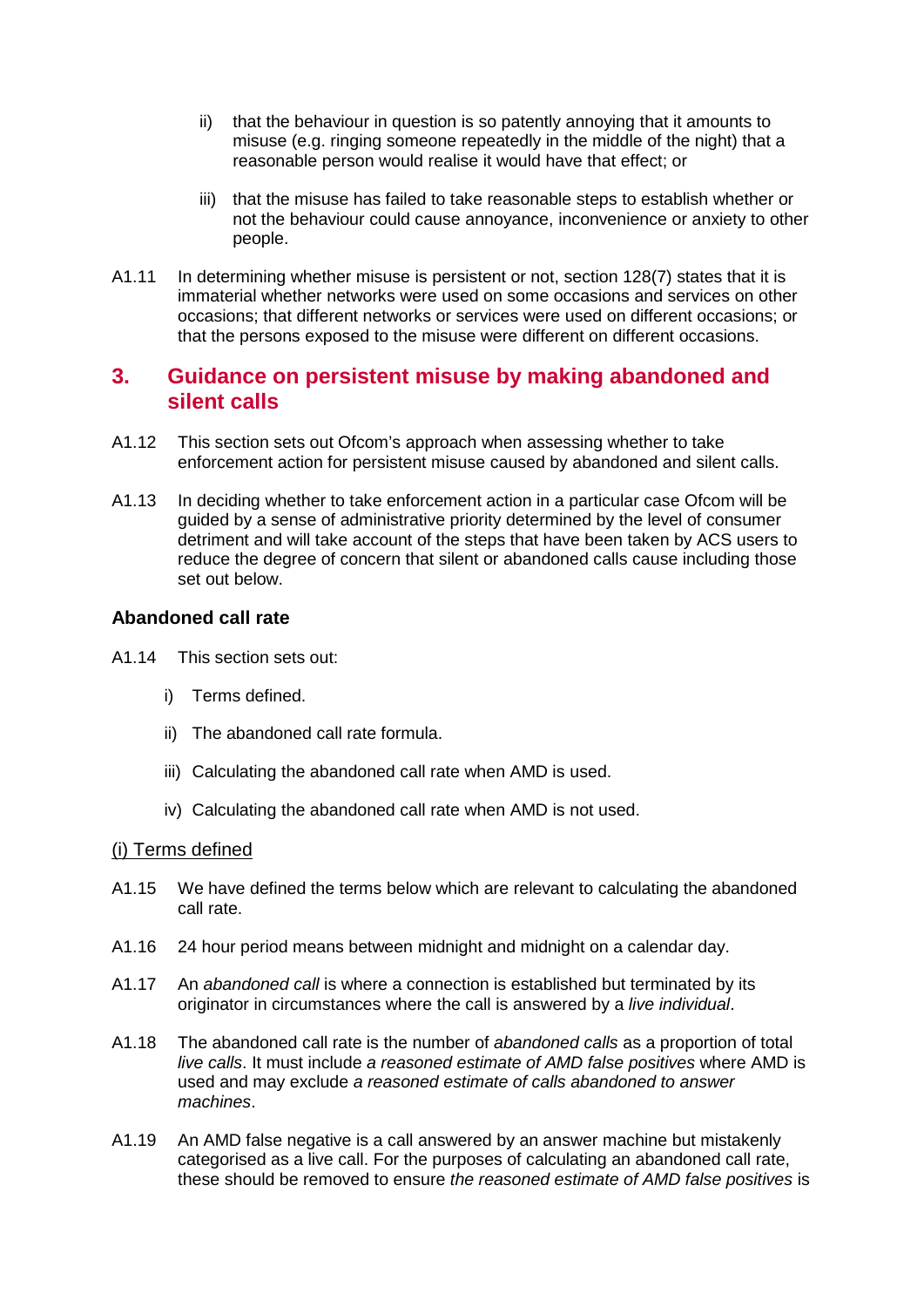ii) that the behaviour in question is so patently annoying that it amounts to misuse (e.g. ringing someone repeatedly in the middle of the night) that a reasonable person would realise it would have that effect; or

iii) that the misuse has failed to take reasonable steps to establish whether or not the behaviour could cause annoyance, inconvenience or anxiety to other people.

A1.11 In determining whether misuse is persistent or not, section 128(7) states that it is immaterial whether networks were used on some occasions and services on other occasions; that different networks or services were used on different occasions; or that the persons exposed to the misuse were different on different occasions.

## 3. Guidance on persistent misuse by making abandoned and silent calls

A1.12 This section sets out Ofcom's approach when assessing whether to take enforcement action for persistent misuse caused by abandoned and silent calls.

A1.13 In deciding whether to take enforcement action in a particular case Ofcom will be guided by a sense of administrative priority determined by the level of consumer detriment and will take account of the steps that have been taken by ACS users to reduce the degree of concern that silent or abandoned calls cause including those set out below.

### Abandoned call rate

A1.14 This section sets out:

i) Terms defined.

ii) The abandoned call rate formula.

iii) Calculating the abandoned call rate when AMD is used.

iv) Calculating the abandoned call rate when AMD is not used.

<u>(i) Terms defined</u>

A1.15 We have defined the terms below which are relevant to calculating the abandoned call rate.

A1.16 24 hour period means between midnight and midnight on a calendar day.

A1.17 An *abandoned call* is where a connection is established but terminated by its originator in circumstances where the call is answered by a *live individual*.

A1.18 The abandoned call rate is the number of *abandoned calls* as a proportion of total *live calls*. It must include *a reasoned estimate of AMD false positives* where AMD is used and may exclude *a reasoned estimate of calls abandoned to answer machines*.

A1.19 An AMD false negative is a call answered by an answer machine but mistakenly categorised as a live call. For the purposes of calculating an abandoned call rate, these should be removed to ensure *the reasoned estimate of AMD false positives* is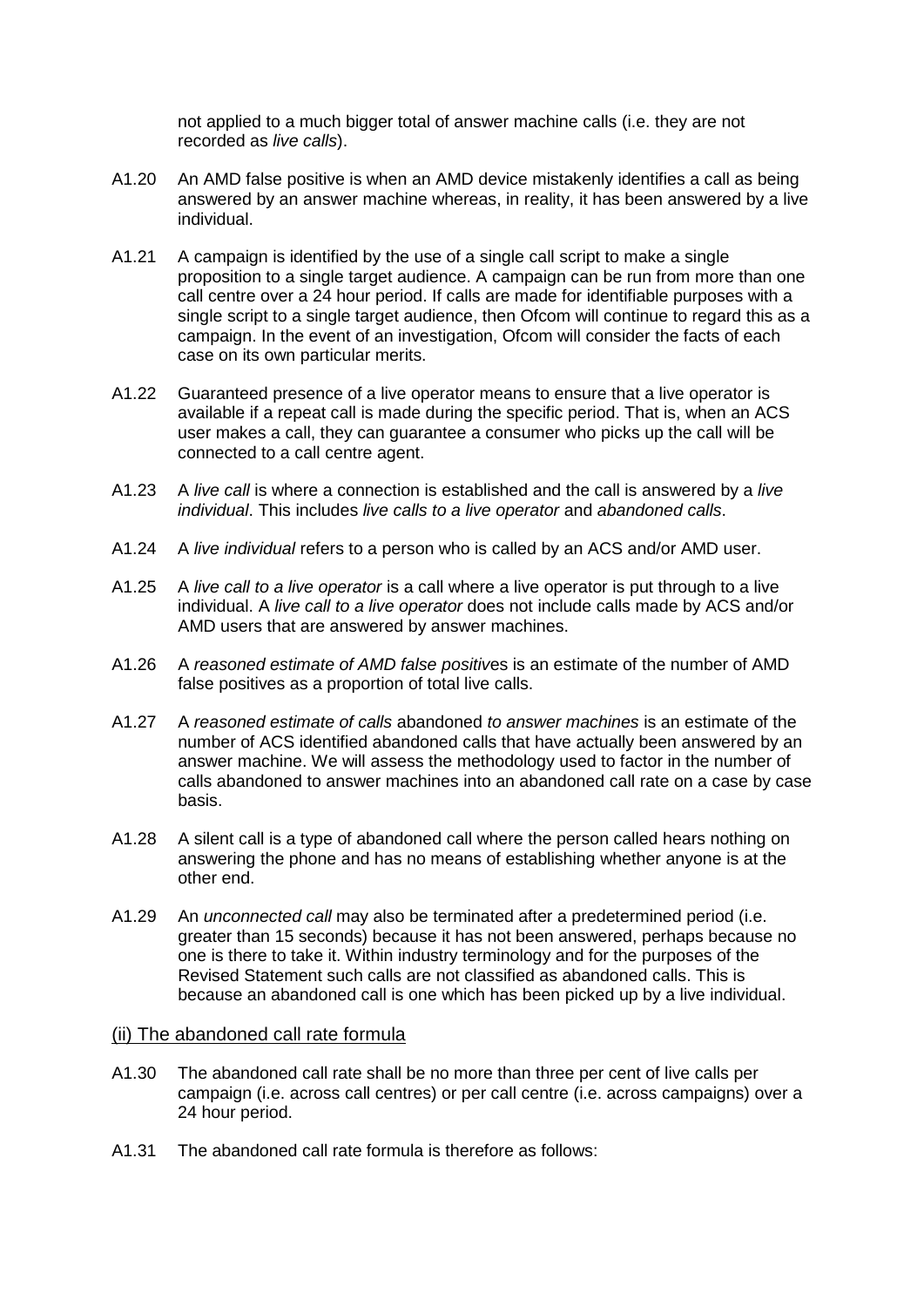not applied to a much bigger total of answer machine calls (i.e. they are not recorded as *live calls*).

A1.20 An AMD false positive is when an AMD device mistakenly identifies a call as being answered by an answer machine whereas, in reality, it has been answered by a live individual.

A1.21 A campaign is identified by the use of a single call script to make a single proposition to a single target audience. A campaign can be run from more than one call centre over a 24 hour period. If calls are made for identifiable purposes with a single script to a single target audience, then Ofcom will continue to regard this as a campaign. In the event of an investigation, Ofcom will consider the facts of each case on its own particular merits.

A1.22 Guaranteed presence of a live operator means to ensure that a live operator is available if a repeat call is made during the specific period. That is, when an ACS user makes a call, they can guarantee a consumer who picks up the call will be connected to a call centre agent.

A1.23 A *live call* is where a connection is established and the call is answered by a *live individual*. This includes *live calls to a live operator* and *abandoned calls*.

A1.24 A *live individual* refers to a person who is called by an ACS and/or AMD user.

A1.25 A *live call to a live operator* is a call where a live operator is put through to a live individual. A *live call to a live operator* does not include calls made by ACS and/or AMD users that are answered by answer machines.

A1.26 A *reasoned estimate of AMD false positive*s is an estimate of the number of AMD false positives as a proportion of total live calls.

A1.27 A *reasoned estimate of calls* abandoned *to answer machines* is an estimate of the number of ACS identified abandoned calls that have actually been answered by an answer machine. We will assess the methodology used to factor in the number of calls abandoned to answer machines into an abandoned call rate on a case by case basis.

A1.28 A silent call is a type of abandoned call where the person called hears nothing on answering the phone and has no means of establishing whether anyone is at the other end.

A1.29 An *unconnected call* may also be terminated after a predetermined period (i.e. greater than 15 seconds) because it has not been answered, perhaps because no one is there to take it. Within industry terminology and for the purposes of the Revised Statement such calls are not classified as abandoned calls. This is because an abandoned call is one which has been picked up by a live individual.

(ii) The abandoned call rate formula

A1.30 The abandoned call rate shall be no more than three per cent of live calls per campaign (i.e. across call centres) or per call centre (i.e. across campaigns) over a 24 hour period.

A1.31 The abandoned call rate formula is therefore as follows: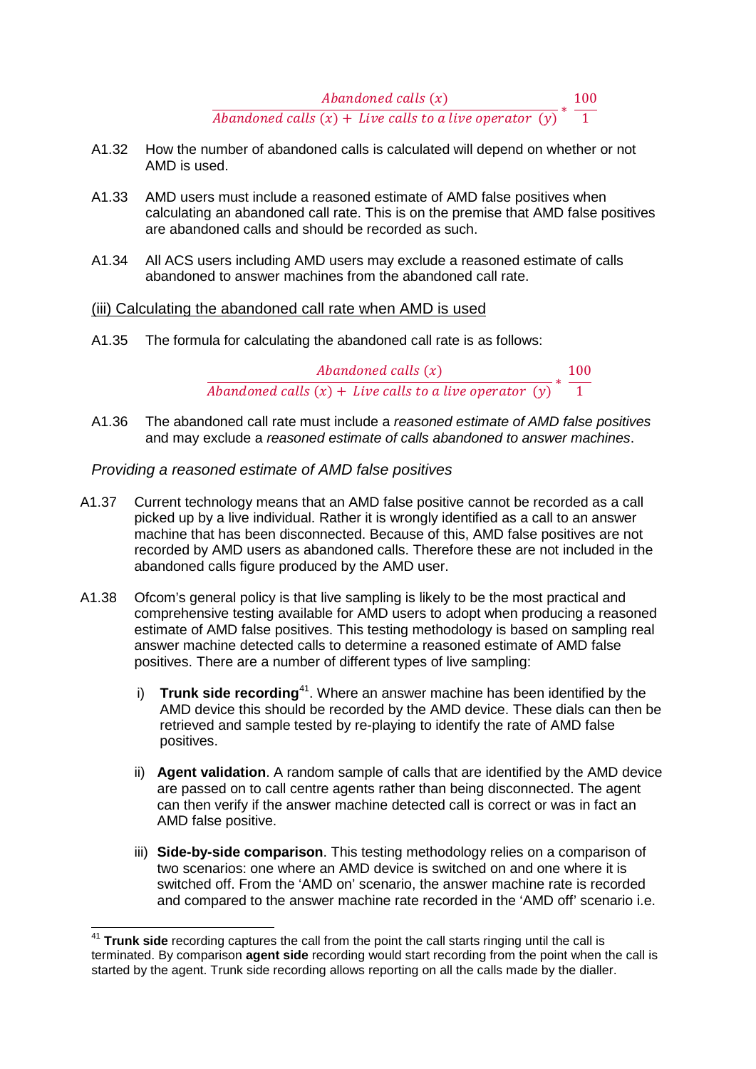$$\frac{Abandoned\ calls\ (x)}{Abandoned\ calls\ (x) +\ Live\ calls\ to\ a\ live\ operator\ \ (y)} * \frac{100}{1}$$

A1.32 How the number of abandoned calls is calculated will depend on whether or not AMD is used.

A1.33 AMD users must include a reasoned estimate of AMD false positives when calculating an abandoned call rate. This is on the premise that AMD false positives are abandoned calls and should be recorded as such.

A1.34 All ACS users including AMD users may exclude a reasoned estimate of calls abandoned to answer machines from the abandoned call rate.

<u>(iii) Calculating the abandoned call rate when AMD is used</u>

A1.35 The formula for calculating the abandoned call rate is as follows:

$$\frac{Abandoned\ calls\ (x)}{Abandoned\ calls\ (x) +\ Live\ calls\ to\ a\ live\ operator\ \ (y)} * \frac{100}{1}$$

A1.36 The abandoned call rate must include a *reasoned estimate of AMD false positives* and may exclude a *reasoned estimate of calls abandoned to answer machines*.

*Providing a reasoned estimate of AMD false positives*

A1.37 Current technology means that an AMD false positive cannot be recorded as a call picked up by a live individual. Rather it is wrongly identified as a call to an answer machine that has been disconnected. Because of this, AMD false positives are not recorded by AMD users as abandoned calls. Therefore these are not included in the abandoned calls figure produced by the AMD user.

A1.38 Ofcom's general policy is that live sampling is likely to be the most practical and comprehensive testing available for AMD users to adopt when producing a reasoned estimate of AMD false positives. This testing methodology is based on sampling real answer machine detected calls to determine a reasoned estimate of AMD false positives. There are a number of different types of live sampling:

i) **Trunk side recording**[41]. Where an answer machine has been identified by the AMD device this should be recorded by the AMD device. These dials can then be retrieved and sample tested by re-playing to identify the rate of AMD false positives.

ii) **Agent validation**. A random sample of calls that are identified by the AMD device are passed on to call centre agents rather than being disconnected. The agent can then verify if the answer machine detected call is correct or was in fact an AMD false positive.

iii) **Side-by-side comparison**. This testing methodology relies on a comparison of two scenarios: one where an AMD device is switched on and one where it is switched off. From the 'AMD on' scenario, the answer machine rate is recorded and compared to the answer machine rate recorded in the 'AMD off' scenario i.e.

---

[41] **Trunk side** recording captures the call from the point the call starts ringing until the call is terminated. By comparison **agent side** recording would start recording from the point when the call is started by the agent. Trunk side recording allows reporting on all the calls made by the dialler.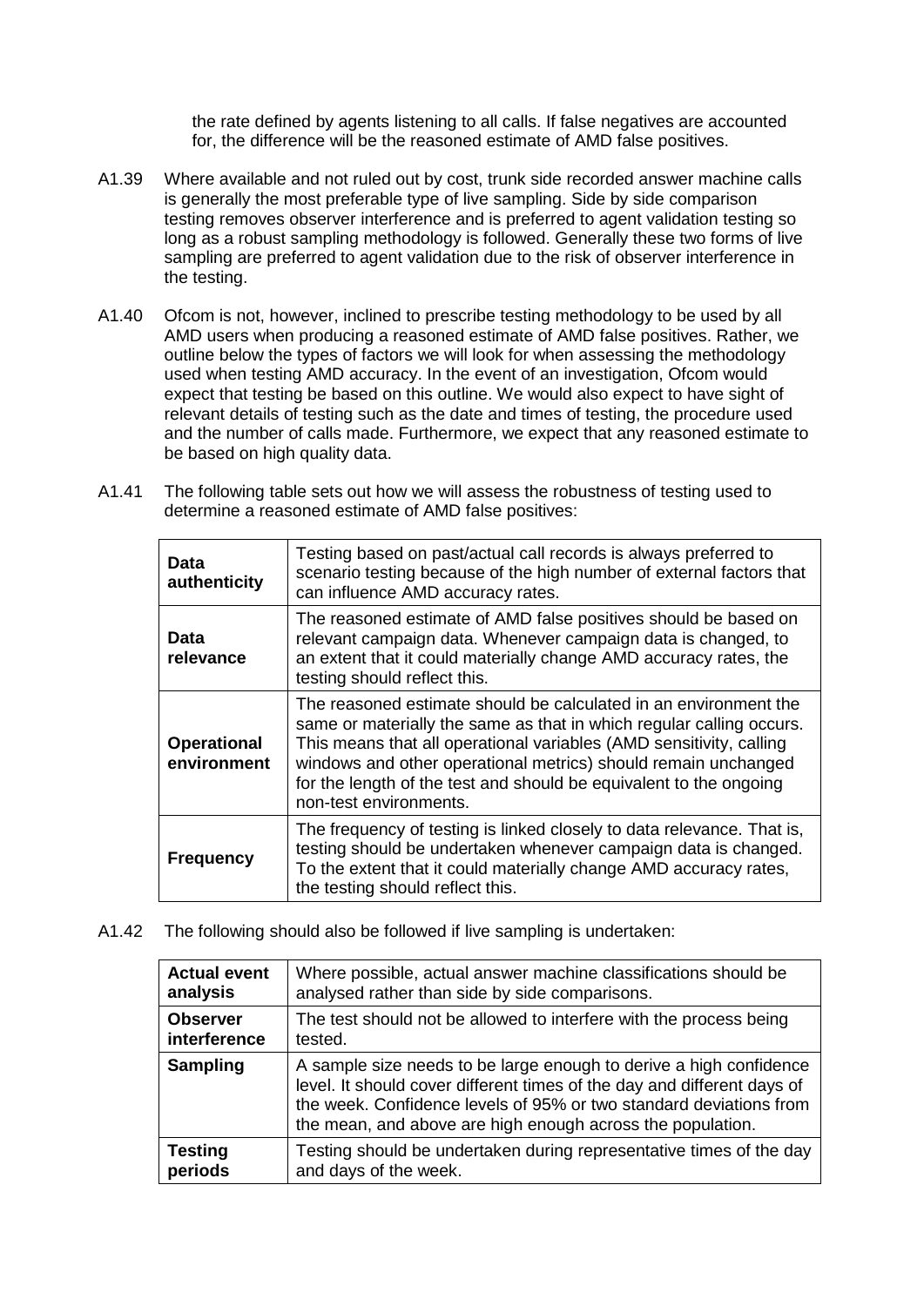the rate defined by agents listening to all calls. If false negatives are accounted for, the difference will be the reasoned estimate of AMD false positives.

A1.39 Where available and not ruled out by cost, trunk side recorded answer machine calls is generally the most preferable type of live sampling. Side by side comparison testing removes observer interference and is preferred to agent validation testing so long as a robust sampling methodology is followed. Generally these two forms of live sampling are preferred to agent validation due to the risk of observer interference in the testing.

A1.40 Ofcom is not, however, inclined to prescribe testing methodology to be used by all AMD users when producing a reasoned estimate of AMD false positives. Rather, we outline below the types of factors we will look for when assessing the methodology used when testing AMD accuracy. In the event of an investigation, Ofcom would expect that testing be based on this outline. We would also expect to have sight of relevant details of testing such as the date and times of testing, the procedure used and the number of calls made. Furthermore, we expect that any reasoned estimate to be based on high quality data.

A1.41 The following table sets out how we will assess the robustness of testing used to determine a reasoned estimate of AMD false positives:

| | |
|---|---|
| **Data authenticity** | Testing based on past/actual call records is always preferred to scenario testing because of the high number of external factors that can influence AMD accuracy rates. |
| **Data relevance** | The reasoned estimate of AMD false positives should be based on relevant campaign data. Whenever campaign data is changed, to an extent that it could materially change AMD accuracy rates, the testing should reflect this. |
| **Operational environment** | The reasoned estimate should be calculated in an environment the same or materially the same as that in which regular calling occurs. This means that all operational variables (AMD sensitivity, calling windows and other operational metrics) should remain unchanged for the length of the test and should be equivalent to the ongoing non-test environments. |
| **Frequency** | The frequency of testing is linked closely to data relevance. That is, testing should be undertaken whenever campaign data is changed. To the extent that it could materially change AMD accuracy rates, the testing should reflect this. |

A1.42 The following should also be followed if live sampling is undertaken:

| | |
|---|---|
| **Actual event analysis** | Where possible, actual answer machine classifications should be analysed rather than side by side comparisons. |
| **Observer interference** | The test should not be allowed to interfere with the process being tested. |
| **Sampling** | A sample size needs to be large enough to derive a high confidence level. It should cover different times of the day and different days of the week. Confidence levels of 95% or two standard deviations from the mean, and above are high enough across the population. |
| **Testing periods** | Testing should be undertaken during representative times of the day and days of the week. |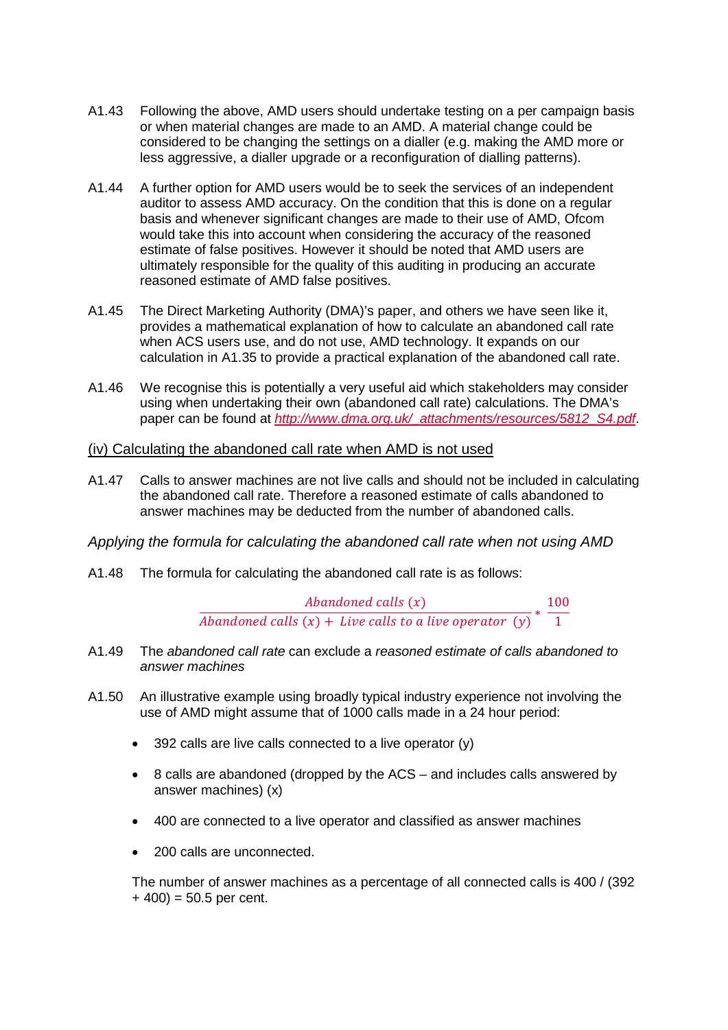A1.43 Following the above, AMD users should undertake testing on a per campaign basis or when material changes are made to an AMD. A material change could be considered to be changing the settings on a dialler (e.g. making the AMD more or less aggressive, a dialler upgrade or a reconfiguration of dialling patterns).

A1.44 A further option for AMD users would be to seek the services of an independent auditor to assess AMD accuracy. On the condition that this is done on a regular basis and whenever significant changes are made to their use of AMD, Ofcom would take this into account when considering the accuracy of the reasoned estimate of false positives. However it should be noted that AMD users are ultimately responsible for the quality of this auditing in producing an accurate reasoned estimate of AMD false positives.

A1.45 The Direct Marketing Authority (DMA)'s paper, and others we have seen like it, provides a mathematical explanation of how to calculate an abandoned call rate when ACS users use, and do not use, AMD technology. It expands on our calculation in A1.35 to provide a practical explanation of the abandoned call rate.

A1.46 We recognise this is potentially a very useful aid which stakeholders may consider using when undertaking their own (abandoned call rate) calculations. The DMA's paper can be found at [http://www.dma.org.uk/_attachments/resources/5812_S4.pdf](http://www.dma.org.uk/_attachments/resources/5812_S4.pdf).

## (iv) Calculating the abandoned call rate when AMD is not used

A1.47 Calls to answer machines are not live calls and should not be included in calculating the abandoned call rate. Therefore a reasoned estimate of calls abandoned to answer machines may be deducted from the number of abandoned calls.

### *Applying the formula for calculating the abandoned call rate when not using AMD*

A1.48 The formula for calculating the abandoned call rate is as follows:

$$\frac{Abandoned\ calls\ (x)}{Abandoned\ calls\ (x) + Live\ calls\ to\ a\ live\ operator\ \ (y)} * \frac{100}{1}$$

A1.49 The *abandoned call rate* can exclude a *reasoned estimate of calls abandoned to answer machines*

A1.50 An illustrative example using broadly typical industry experience not involving the use of AMD might assume that of 1000 calls made in a 24 hour period:

- 392 calls are live calls connected to a live operator (y)
- 8 calls are abandoned (dropped by the ACS – and includes calls answered by answer machines) (x)
- 400 are connected to a live operator and classified as answer machines
- 200 calls are unconnected.

The number of answer machines as a percentage of all connected calls is 400 / (392 + 400) = 50.5 per cent.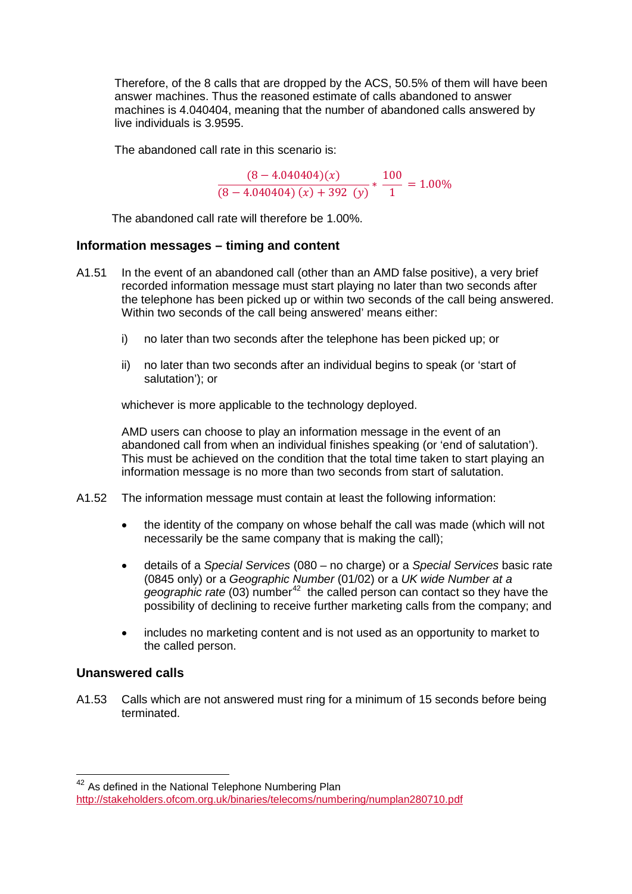Therefore, of the 8 calls that are dropped by the ACS, 50.5% of them will have been answer machines. Thus the reasoned estimate of calls abandoned to answer machines is 4.040404, meaning that the number of abandoned calls answered by live individuals is 3.9595.

The abandoned call rate in this scenario is:

$$\frac{(8 - 4.040404)(x)}{(8 - 4.040404)\,(x) + 392\ \ (y)} * \frac{100}{1} = 1.00\%$$

The abandoned call rate will therefore be 1.00%.

### Information messages – timing and content

A1.51 In the event of an abandoned call (other than an AMD false positive), a very brief recorded information message must start playing no later than two seconds after the telephone has been picked up or within two seconds of the call being answered. Within two seconds of the call being answered' means either:

i) no later than two seconds after the telephone has been picked up; or

ii) no later than two seconds after an individual begins to speak (or 'start of salutation'); or

whichever is more applicable to the technology deployed.

AMD users can choose to play an information message in the event of an abandoned call from when an individual finishes speaking (or 'end of salutation'). This must be achieved on the condition that the total time taken to start playing an information message is no more than two seconds from start of salutation.

A1.52 The information message must contain at least the following information:

- the identity of the company on whose behalf the call was made (which will not necessarily be the same company that is making the call);
- details of a *Special Services* (080 – no charge) or a *Special Services* basic rate (0845 only) or a *Geographic Number* (01/02) or a *UK wide Number at a geographic rate* (03) number[42] the called person can contact so they have the possibility of declining to receive further marketing calls from the company; and
- includes no marketing content and is not used as an opportunity to market to the called person.

### Unanswered calls

A1.53 Calls which are not answered must ring for a minimum of 15 seconds before being terminated.

---

[42] As defined in the National Telephone Numbering Plan http://stakeholders.ofcom.org.uk/binaries/telecoms/numbering/numplan280710.pdf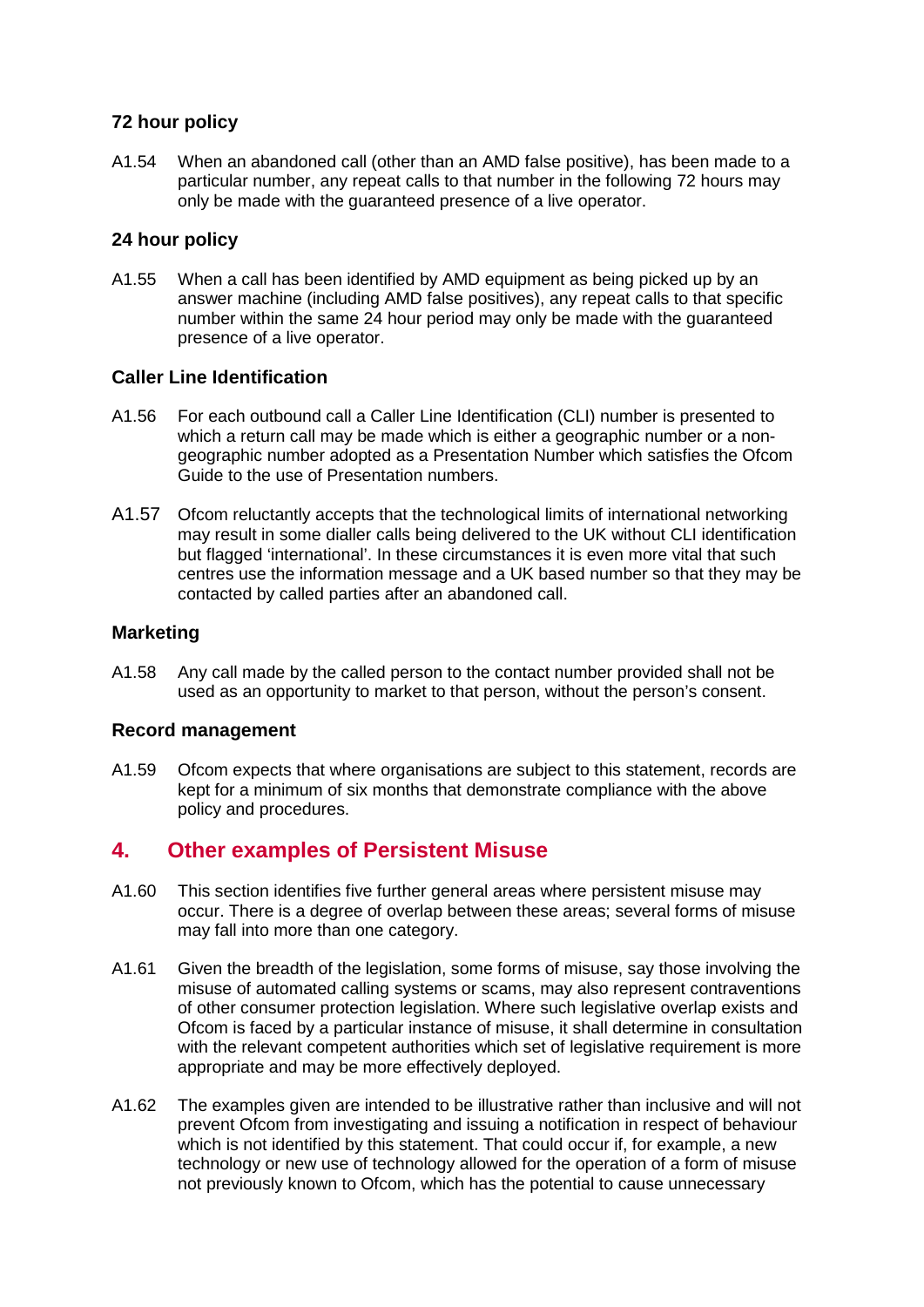### 72 hour policy

A1.54 When an abandoned call (other than an AMD false positive), has been made to a particular number, any repeat calls to that number in the following 72 hours may only be made with the guaranteed presence of a live operator.

### 24 hour policy

A1.55 When a call has been identified by AMD equipment as being picked up by an answer machine (including AMD false positives), any repeat calls to that specific number within the same 24 hour period may only be made with the guaranteed presence of a live operator.

### Caller Line Identification

A1.56 For each outbound call a Caller Line Identification (CLI) number is presented to which a return call may be made which is either a geographic number or a non-geographic number adopted as a Presentation Number which satisfies the Ofcom Guide to the use of Presentation numbers.

A1.57 Ofcom reluctantly accepts that the technological limits of international networking may result in some dialler calls being delivered to the UK without CLI identification but flagged 'international'. In these circumstances it is even more vital that such centres use the information message and a UK based number so that they may be contacted by called parties after an abandoned call.

### Marketing

A1.58 Any call made by the called person to the contact number provided shall not be used as an opportunity to market to that person, without the person's consent.

### Record management

A1.59 Ofcom expects that where organisations are subject to this statement, records are kept for a minimum of six months that demonstrate compliance with the above policy and procedures.

## 4. Other examples of Persistent Misuse

A1.60 This section identifies five further general areas where persistent misuse may occur. There is a degree of overlap between these areas; several forms of misuse may fall into more than one category.

A1.61 Given the breadth of the legislation, some forms of misuse, say those involving the misuse of automated calling systems or scams, may also represent contraventions of other consumer protection legislation. Where such legislative overlap exists and Ofcom is faced by a particular instance of misuse, it shall determine in consultation with the relevant competent authorities which set of legislative requirement is more appropriate and may be more effectively deployed.

A1.62 The examples given are intended to be illustrative rather than inclusive and will not prevent Ofcom from investigating and issuing a notification in respect of behaviour which is not identified by this statement. That could occur if, for example, a new technology or new use of technology allowed for the operation of a form of misuse not previously known to Ofcom, which has the potential to cause unnecessary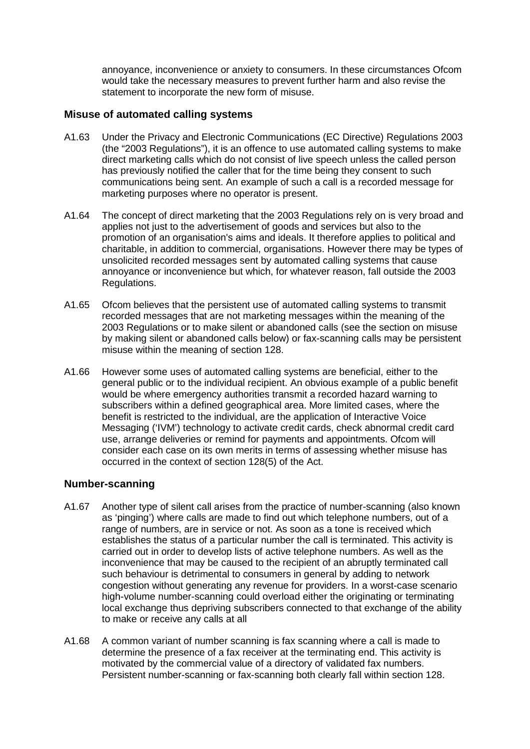annoyance, inconvenience or anxiety to consumers. In these circumstances Ofcom would take the necessary measures to prevent further harm and also revise the statement to incorporate the new form of misuse.

### Misuse of automated calling systems

A1.63 Under the Privacy and Electronic Communications (EC Directive) Regulations 2003 (the "2003 Regulations"), it is an offence to use automated calling systems to make direct marketing calls which do not consist of live speech unless the called person has previously notified the caller that for the time being they consent to such communications being sent. An example of such a call is a recorded message for marketing purposes where no operator is present.

A1.64 The concept of direct marketing that the 2003 Regulations rely on is very broad and applies not just to the advertisement of goods and services but also to the promotion of an organisation's aims and ideals. It therefore applies to political and charitable, in addition to commercial, organisations. However there may be types of unsolicited recorded messages sent by automated calling systems that cause annoyance or inconvenience but which, for whatever reason, fall outside the 2003 Regulations.

A1.65 Ofcom believes that the persistent use of automated calling systems to transmit recorded messages that are not marketing messages within the meaning of the 2003 Regulations or to make silent or abandoned calls (see the section on misuse by making silent or abandoned calls below) or fax-scanning calls may be persistent misuse within the meaning of section 128.

A1.66 However some uses of automated calling systems are beneficial, either to the general public or to the individual recipient. An obvious example of a public benefit would be where emergency authorities transmit a recorded hazard warning to subscribers within a defined geographical area. More limited cases, where the benefit is restricted to the individual, are the application of Interactive Voice Messaging ('IVM') technology to activate credit cards, check abnormal credit card use, arrange deliveries or remind for payments and appointments. Ofcom will consider each case on its own merits in terms of assessing whether misuse has occurred in the context of section 128(5) of the Act.

### Number-scanning

A1.67 Another type of silent call arises from the practice of number-scanning (also known as 'pinging') where calls are made to find out which telephone numbers, out of a range of numbers, are in service or not. As soon as a tone is received which establishes the status of a particular number the call is terminated. This activity is carried out in order to develop lists of active telephone numbers. As well as the inconvenience that may be caused to the recipient of an abruptly terminated call such behaviour is detrimental to consumers in general by adding to network congestion without generating any revenue for providers. In a worst-case scenario high-volume number-scanning could overload either the originating or terminating local exchange thus depriving subscribers connected to that exchange of the ability to make or receive any calls at all

A1.68 A common variant of number scanning is fax scanning where a call is made to determine the presence of a fax receiver at the terminating end. This activity is motivated by the commercial value of a directory of validated fax numbers. Persistent number-scanning or fax-scanning both clearly fall within section 128.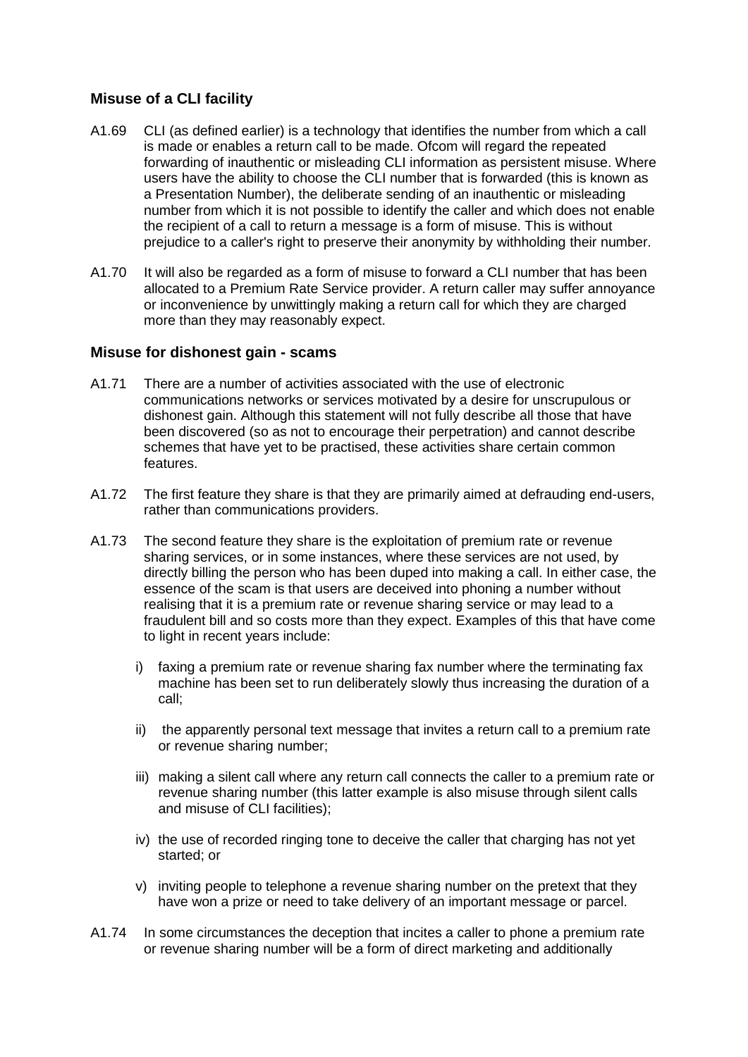### Misuse of a CLI facility

A1.69 CLI (as defined earlier) is a technology that identifies the number from which a call is made or enables a return call to be made. Ofcom will regard the repeated forwarding of inauthentic or misleading CLI information as persistent misuse. Where users have the ability to choose the CLI number that is forwarded (this is known as a Presentation Number), the deliberate sending of an inauthentic or misleading number from which it is not possible to identify the caller and which does not enable the recipient of a call to return a message is a form of misuse. This is without prejudice to a caller's right to preserve their anonymity by withholding their number.

A1.70 It will also be regarded as a form of misuse to forward a CLI number that has been allocated to a Premium Rate Service provider. A return caller may suffer annoyance or inconvenience by unwittingly making a return call for which they are charged more than they may reasonably expect.

### Misuse for dishonest gain - scams

A1.71 There are a number of activities associated with the use of electronic communications networks or services motivated by a desire for unscrupulous or dishonest gain. Although this statement will not fully describe all those that have been discovered (so as not to encourage their perpetration) and cannot describe schemes that have yet to be practised, these activities share certain common features.

A1.72 The first feature they share is that they are primarily aimed at defrauding end-users, rather than communications providers.

A1.73 The second feature they share is the exploitation of premium rate or revenue sharing services, or in some instances, where these services are not used, by directly billing the person who has been duped into making a call. In either case, the essence of the scam is that users are deceived into phoning a number without realising that it is a premium rate or revenue sharing service or may lead to a fraudulent bill and so costs more than they expect. Examples of this that have come to light in recent years include:

i) faxing a premium rate or revenue sharing fax number where the terminating fax machine has been set to run deliberately slowly thus increasing the duration of a call;

ii) the apparently personal text message that invites a return call to a premium rate or revenue sharing number;

iii) making a silent call where any return call connects the caller to a premium rate or revenue sharing number (this latter example is also misuse through silent calls and misuse of CLI facilities);

iv) the use of recorded ringing tone to deceive the caller that charging has not yet started; or

v) inviting people to telephone a revenue sharing number on the pretext that they have won a prize or need to take delivery of an important message or parcel.

A1.74 In some circumstances the deception that incites a caller to phone a premium rate or revenue sharing number will be a form of direct marketing and additionally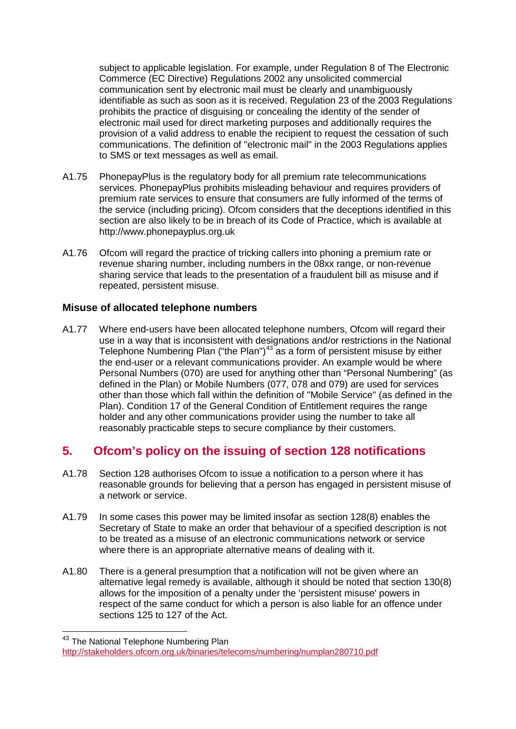subject to applicable legislation. For example, under Regulation 8 of The Electronic Commerce (EC Directive) Regulations 2002 any unsolicited commercial communication sent by electronic mail must be clearly and unambiguously identifiable as such as soon as it is received. Regulation 23 of the 2003 Regulations prohibits the practice of disguising or concealing the identity of the sender of electronic mail used for direct marketing purposes and additionally requires the provision of a valid address to enable the recipient to request the cessation of such communications. The definition of "electronic mail" in the 2003 Regulations applies to SMS or text messages as well as email.

A1.75 PhonepayPlus is the regulatory body for all premium rate telecommunications services. PhonepayPlus prohibits misleading behaviour and requires providers of premium rate services to ensure that consumers are fully informed of the terms of the service (including pricing). Ofcom considers that the deceptions identified in this section are also likely to be in breach of its Code of Practice, which is available at http://www.phonepayplus.org.uk

A1.76 Ofcom will regard the practice of tricking callers into phoning a premium rate or revenue sharing number, including numbers in the 08xx range, or non-revenue sharing service that leads to the presentation of a fraudulent bill as misuse and if repeated, persistent misuse.

### Misuse of allocated telephone numbers

A1.77 Where end-users have been allocated telephone numbers, Ofcom will regard their use in a way that is inconsistent with designations and/or restrictions in the National Telephone Numbering Plan ("the Plan")[43] as a form of persistent misuse by either the end-user or a relevant communications provider. An example would be where Personal Numbers (070) are used for anything other than "Personal Numbering" (as defined in the Plan) or Mobile Numbers (077, 078 and 079) are used for services other than those which fall within the definition of "Mobile Service" (as defined in the Plan). Condition 17 of the General Condition of Entitlement requires the range holder and any other communications provider using the number to take all reasonably practicable steps to secure compliance by their customers.

## 5. Ofcom's policy on the issuing of section 128 notifications

A1.78 Section 128 authorises Ofcom to issue a notification to a person where it has reasonable grounds for believing that a person has engaged in persistent misuse of a network or service.

A1.79 In some cases this power may be limited insofar as section 128(8) enables the Secretary of State to make an order that behaviour of a specified description is not to be treated as a misuse of an electronic communications network or service where there is an appropriate alternative means of dealing with it.

A1.80 There is a general presumption that a notification will not be given where an alternative legal remedy is available, although it should be noted that section 130(8) allows for the imposition of a penalty under the 'persistent misuse' powers in respect of the same conduct for which a person is also liable for an offence under sections 125 to 127 of the Act.

[43] The National Telephone Numbering Plan http://stakeholders.ofcom.org.uk/binaries/telecoms/numbering/numplan280710.pdf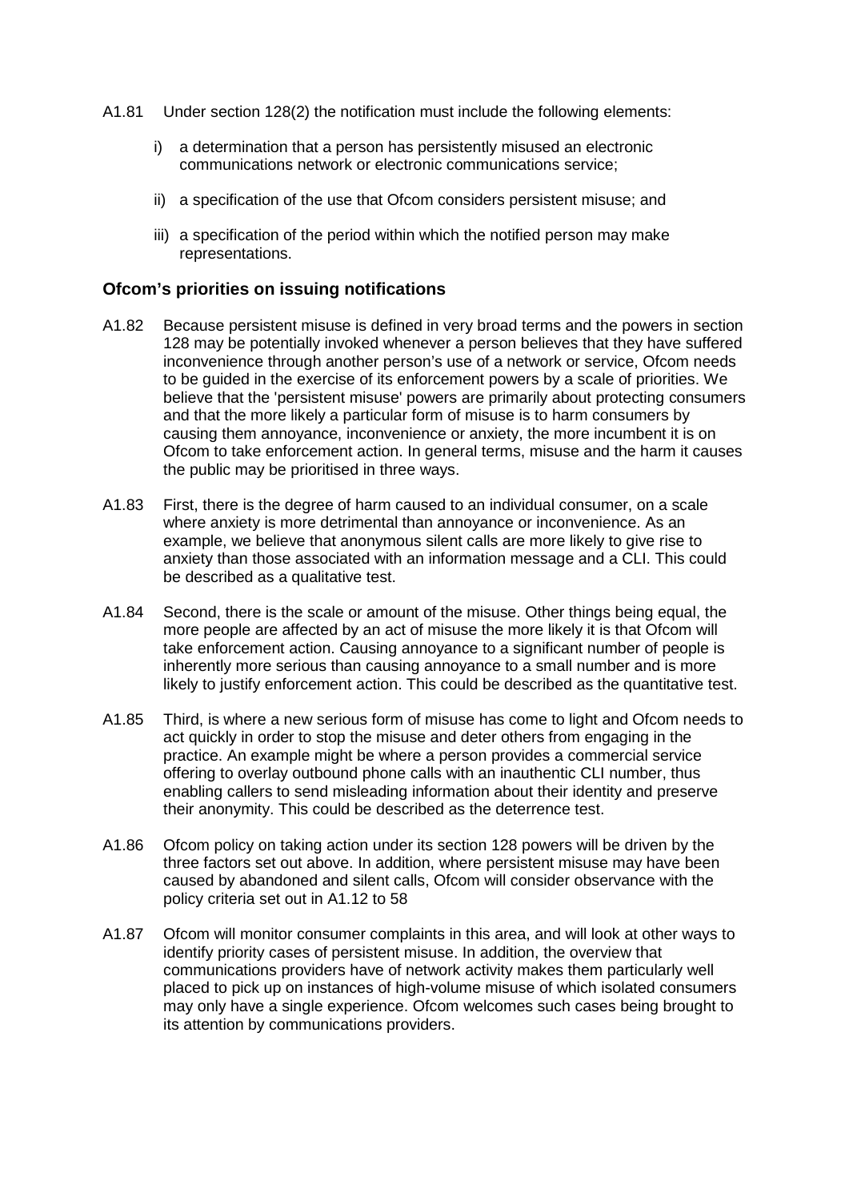A1.81 Under section 128(2) the notification must include the following elements:

i) a determination that a person has persistently misused an electronic communications network or electronic communications service;

ii) a specification of the use that Ofcom considers persistent misuse; and

iii) a specification of the period within which the notified person may make representations.

### Ofcom's priorities on issuing notifications

A1.82 Because persistent misuse is defined in very broad terms and the powers in section 128 may be potentially invoked whenever a person believes that they have suffered inconvenience through another person's use of a network or service, Ofcom needs to be guided in the exercise of its enforcement powers by a scale of priorities. We believe that the 'persistent misuse' powers are primarily about protecting consumers and that the more likely a particular form of misuse is to harm consumers by causing them annoyance, inconvenience or anxiety, the more incumbent it is on Ofcom to take enforcement action. In general terms, misuse and the harm it causes the public may be prioritised in three ways.

A1.83 First, there is the degree of harm caused to an individual consumer, on a scale where anxiety is more detrimental than annoyance or inconvenience. As an example, we believe that anonymous silent calls are more likely to give rise to anxiety than those associated with an information message and a CLI. This could be described as a qualitative test.

A1.84 Second, there is the scale or amount of the misuse. Other things being equal, the more people are affected by an act of misuse the more likely it is that Ofcom will take enforcement action. Causing annoyance to a significant number of people is inherently more serious than causing annoyance to a small number and is more likely to justify enforcement action. This could be described as the quantitative test.

A1.85 Third, is where a new serious form of misuse has come to light and Ofcom needs to act quickly in order to stop the misuse and deter others from engaging in the practice. An example might be where a person provides a commercial service offering to overlay outbound phone calls with an inauthentic CLI number, thus enabling callers to send misleading information about their identity and preserve their anonymity. This could be described as the deterrence test.

A1.86 Ofcom policy on taking action under its section 128 powers will be driven by the three factors set out above. In addition, where persistent misuse may have been caused by abandoned and silent calls, Ofcom will consider observance with the policy criteria set out in A1.12 to 58

A1.87 Ofcom will monitor consumer complaints in this area, and will look at other ways to identify priority cases of persistent misuse. In addition, the overview that communications providers have of network activity makes them particularly well placed to pick up on instances of high-volume misuse of which isolated consumers may only have a single experience. Ofcom welcomes such cases being brought to its attention by communications providers.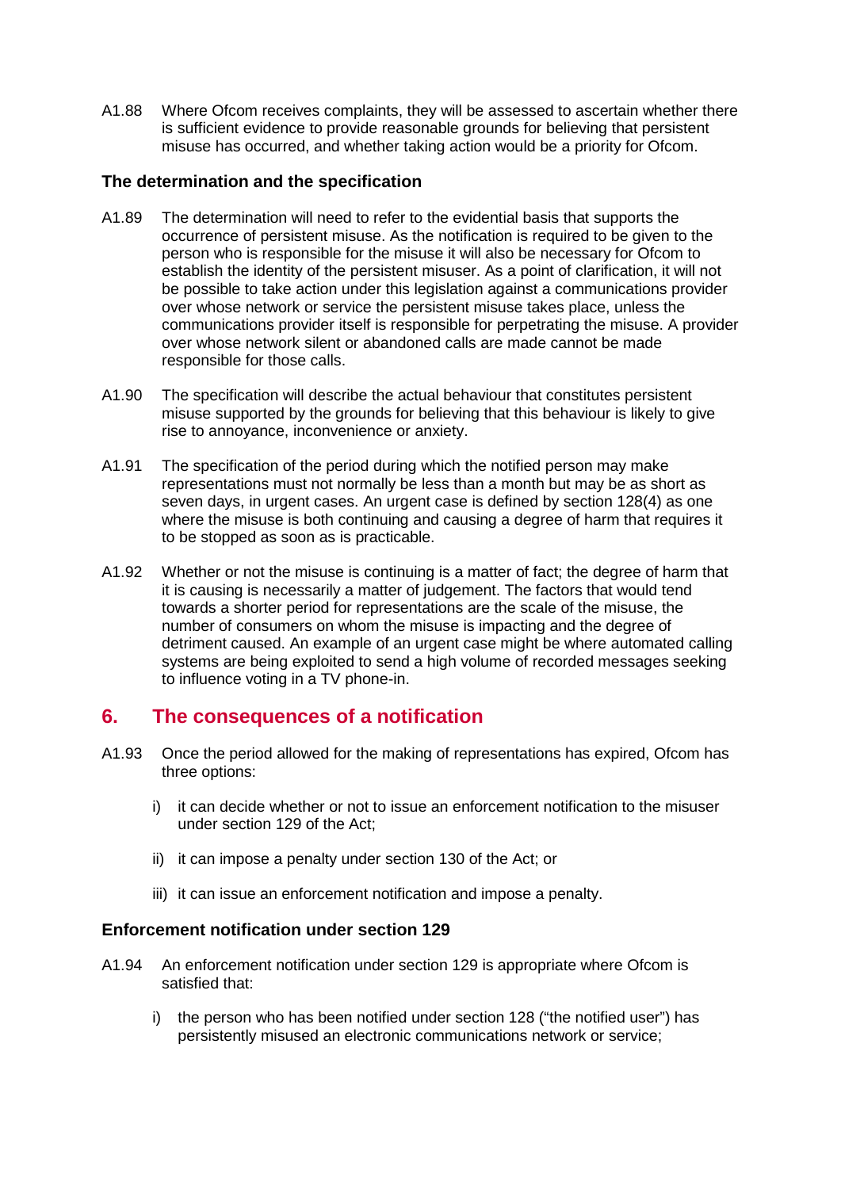A1.88 Where Ofcom receives complaints, they will be assessed to ascertain whether there is sufficient evidence to provide reasonable grounds for believing that persistent misuse has occurred, and whether taking action would be a priority for Ofcom.

### The determination and the specification

A1.89 The determination will need to refer to the evidential basis that supports the occurrence of persistent misuse. As the notification is required to be given to the person who is responsible for the misuse it will also be necessary for Ofcom to establish the identity of the persistent misuser. As a point of clarification, it will not be possible to take action under this legislation against a communications provider over whose network or service the persistent misuse takes place, unless the communications provider itself is responsible for perpetrating the misuse. A provider over whose network silent or abandoned calls are made cannot be made responsible for those calls.

A1.90 The specification will describe the actual behaviour that constitutes persistent misuse supported by the grounds for believing that this behaviour is likely to give rise to annoyance, inconvenience or anxiety.

A1.91 The specification of the period during which the notified person may make representations must not normally be less than a month but may be as short as seven days, in urgent cases. An urgent case is defined by section 128(4) as one where the misuse is both continuing and causing a degree of harm that requires it to be stopped as soon as is practicable.

A1.92 Whether or not the misuse is continuing is a matter of fact; the degree of harm that it is causing is necessarily a matter of judgement. The factors that would tend towards a shorter period for representations are the scale of the misuse, the number of consumers on whom the misuse is impacting and the degree of detriment caused. An example of an urgent case might be where automated calling systems are being exploited to send a high volume of recorded messages seeking to influence voting in a TV phone-in.

## 6. The consequences of a notification

A1.93 Once the period allowed for the making of representations has expired, Ofcom has three options:

i) it can decide whether or not to issue an enforcement notification to the misuser under section 129 of the Act;

ii) it can impose a penalty under section 130 of the Act; or

iii) it can issue an enforcement notification and impose a penalty.

### Enforcement notification under section 129

A1.94 An enforcement notification under section 129 is appropriate where Ofcom is satisfied that:

i) the person who has been notified under section 128 ("the notified user") has persistently misused an electronic communications network or service;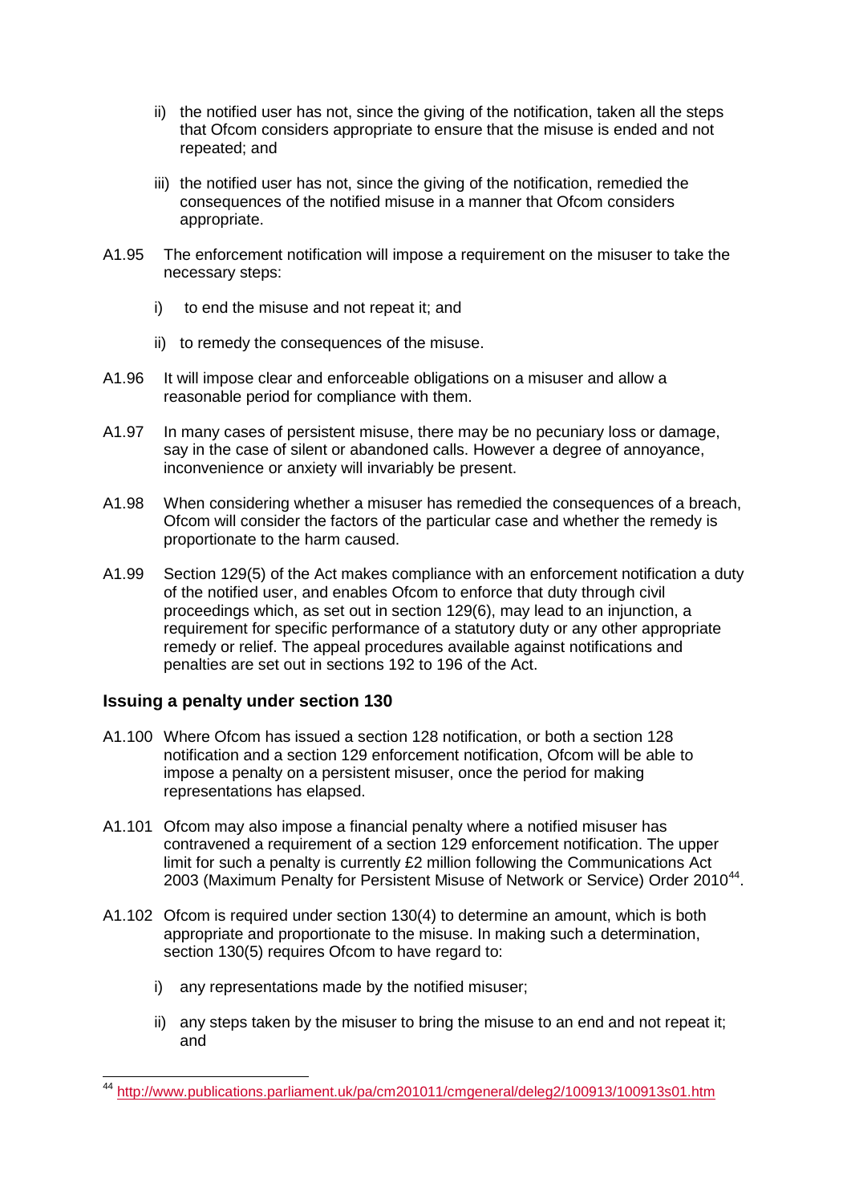ii) the notified user has not, since the giving of the notification, taken all the steps that Ofcom considers appropriate to ensure that the misuse is ended and not repeated; and

iii) the notified user has not, since the giving of the notification, remedied the consequences of the notified misuse in a manner that Ofcom considers appropriate.

A1.95 The enforcement notification will impose a requirement on the misuser to take the necessary steps:

i) to end the misuse and not repeat it; and

ii) to remedy the consequences of the misuse.

A1.96 It will impose clear and enforceable obligations on a misuser and allow a reasonable period for compliance with them.

A1.97 In many cases of persistent misuse, there may be no pecuniary loss or damage, say in the case of silent or abandoned calls. However a degree of annoyance, inconvenience or anxiety will invariably be present.

A1.98 When considering whether a misuser has remedied the consequences of a breach, Ofcom will consider the factors of the particular case and whether the remedy is proportionate to the harm caused.

A1.99 Section 129(5) of the Act makes compliance with an enforcement notification a duty of the notified user, and enables Ofcom to enforce that duty through civil proceedings which, as set out in section 129(6), may lead to an injunction, a requirement for specific performance of a statutory duty or any other appropriate remedy or relief. The appeal procedures available against notifications and penalties are set out in sections 192 to 196 of the Act.

### Issuing a penalty under section 130

A1.100 Where Ofcom has issued a section 128 notification, or both a section 128 notification and a section 129 enforcement notification, Ofcom will be able to impose a penalty on a persistent misuser, once the period for making representations has elapsed.

A1.101 Ofcom may also impose a financial penalty where a notified misuser has contravened a requirement of a section 129 enforcement notification. The upper limit for such a penalty is currently £2 million following the Communications Act 2003 (Maximum Penalty for Persistent Misuse of Network or Service) Order 2010[44].

A1.102 Ofcom is required under section 130(4) to determine an amount, which is both appropriate and proportionate to the misuse. In making such a determination, section 130(5) requires Ofcom to have regard to:

i) any representations made by the notified misuser;

ii) any steps taken by the misuser to bring the misuse to an end and not repeat it; and

---

[44] http://www.publications.parliament.uk/pa/cm201011/cmgeneral/deleg2/100913/100913s01.htm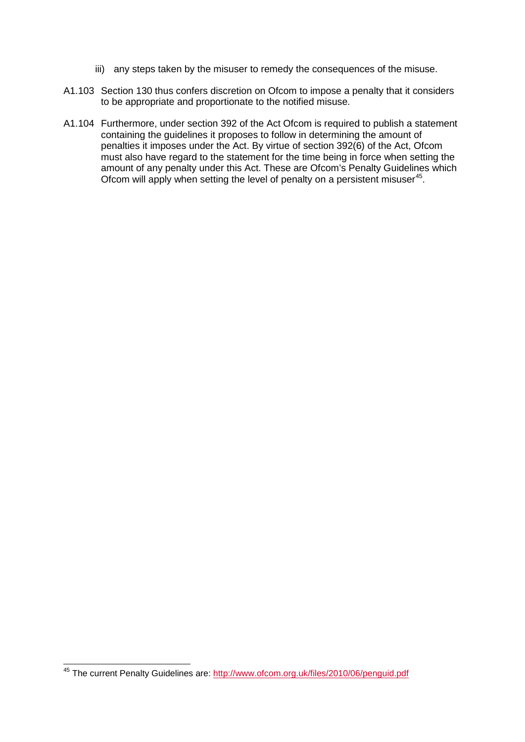iii) any steps taken by the misuser to remedy the consequences of the misuse.

A1.103 Section 130 thus confers discretion on Ofcom to impose a penalty that it considers to be appropriate and proportionate to the notified misuse.

A1.104 Furthermore, under section 392 of the Act Ofcom is required to publish a statement containing the guidelines it proposes to follow in determining the amount of penalties it imposes under the Act. By virtue of section 392(6) of the Act, Ofcom must also have regard to the statement for the time being in force when setting the amount of any penalty under this Act. These are Ofcom's Penalty Guidelines which Ofcom will apply when setting the level of penalty on a persistent misuser[45].

[45] The current Penalty Guidelines are: http://www.ofcom.org.uk/files/2010/06/penguid.pdf